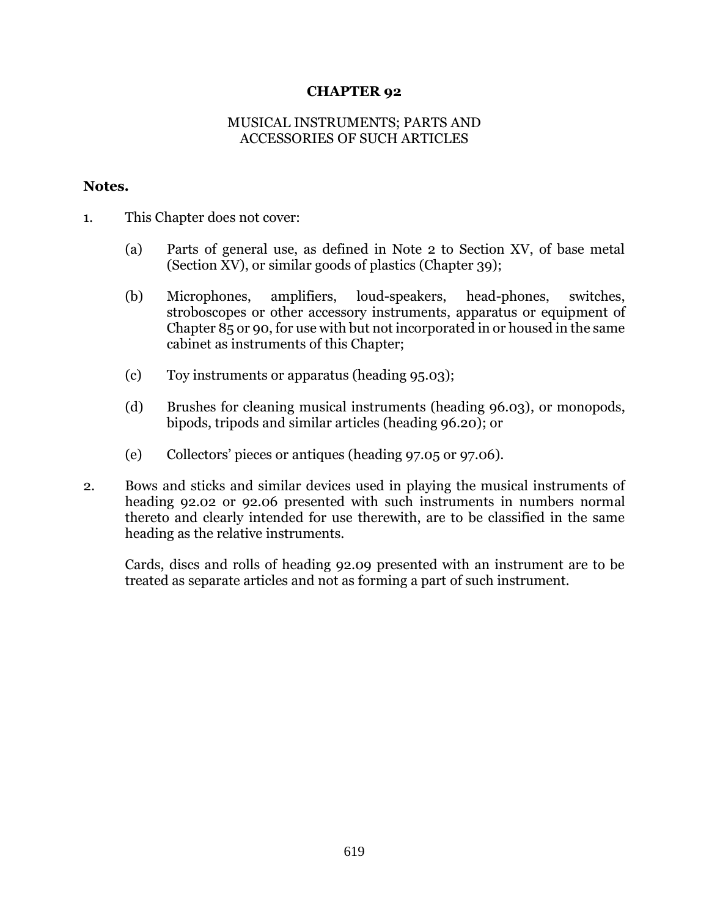# CHAPTER 92

## MUSICAL INSTRUMENTS; PARTS AND ACCESSORIES OF SUCH ARTICLES

**Notes.**

1. This Chapter does not cover:

   (a) Parts of general use, as defined in Note 2 to Section XV, of base metal (Section XV), or similar goods of plastics (Chapter 39);

   (b) Microphones, amplifiers, loud-speakers, head-phones, switches, stroboscopes or other accessory instruments, apparatus or equipment of Chapter 85 or 90, for use with but not incorporated in or housed in the same cabinet as instruments of this Chapter;

   (c) Toy instruments or apparatus (heading 95.03);

   (d) Brushes for cleaning musical instruments (heading 96.03), or monopods, bipods, tripods and similar articles (heading 96.20); or

   (e) Collectors' pieces or antiques (heading 97.05 or 97.06).

2. Bows and sticks and similar devices used in playing the musical instruments of heading 92.02 or 92.06 presented with such instruments in numbers normal thereto and clearly intended for use therewith, are to be classified in the same heading as the relative instruments.

   Cards, discs and rolls of heading 92.09 presented with an instrument are to be treated as separate articles and not as forming a part of such instrument.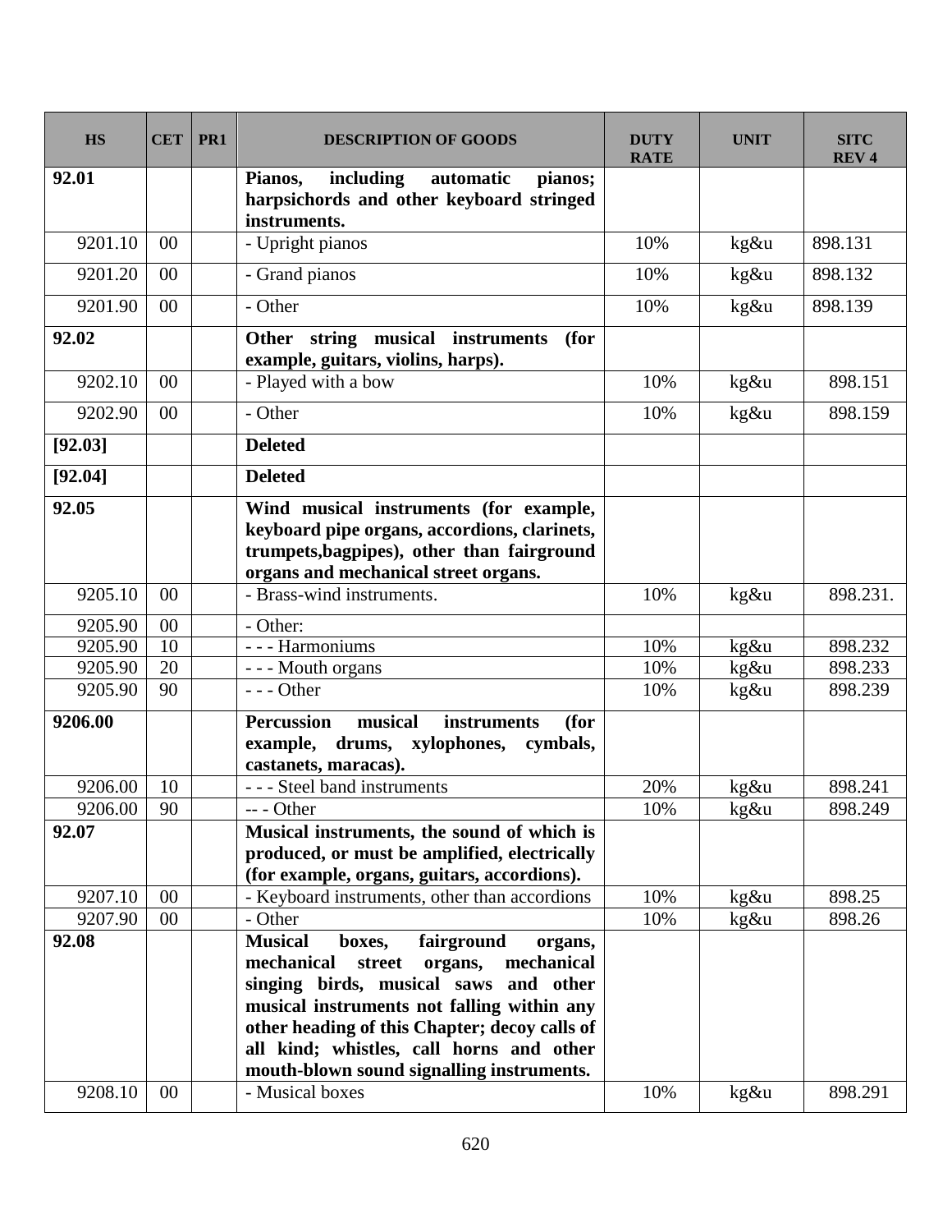| HS | CET | PR1 | DESCRIPTION OF GOODS | DUTY RATE | UNIT | SITC REV 4 |
|---|---|---|---|---|---|---|
| **92.01** | | | **Pianos, including automatic pianos; harpsichords and other keyboard stringed instruments.** | | | |
| 9201.10 | 00 | | - Upright pianos | 10% | kg&u | 898.131 |
| 9201.20 | 00 | | - Grand pianos | 10% | kg&u | 898.132 |
| 9201.90 | 00 | | - Other | 10% | kg&u | 898.139 |
| **92.02** | | | **Other string musical instruments (for example, guitars, violins, harps).** | | | |
| 9202.10 | 00 | | - Played with a bow | 10% | kg&u | 898.151 |
| 9202.90 | 00 | | - Other | 10% | kg&u | 898.159 |
| **[92.03]** | | | **Deleted** | | | |
| **[92.04]** | | | **Deleted** | | | |
| **92.05** | | | **Wind musical instruments (for example, keyboard pipe organs, accordions, clarinets, trumpets,bagpipes), other than fairground organs and mechanical street organs.** | | | |
| 9205.10 | 00 | | - Brass-wind instruments. | 10% | kg&u | 898.231. |
| 9205.90 | 00 | | - Other: | | | |
| 9205.90 | 10 | | - - - Harmoniums | 10% | kg&u | 898.232 |
| 9205.90 | 20 | | - - - Mouth organs | 10% | kg&u | 898.233 |
| 9205.90 | 90 | | - - - Other | 10% | kg&u | 898.239 |
| **9206.00** | | | **Percussion musical instruments (for example, drums, xylophones, cymbals, castanets, maracas).** | | | |
| 9206.00 | 10 | | - - - Steel band instruments | 20% | kg&u | 898.241 |
| 9206.00 | 90 | | -- - Other | 10% | kg&u | 898.249 |
| **92.07** | | | **Musical instruments, the sound of which is produced, or must be amplified, electrically (for example, organs, guitars, accordions).** | | | |
| 9207.10 | 00 | | - Keyboard instruments, other than accordions | 10% | kg&u | 898.25 |
| 9207.90 | 00 | | - Other | 10% | kg&u | 898.26 |
| **92.08** | | | **Musical boxes, fairground organs, mechanical street organs, mechanical singing birds, musical saws and other musical instruments not falling within any other heading of this Chapter; decoy calls of all kind; whistles, call horns and other mouth-blown sound signalling instruments.** | | | |
| 9208.10 | 00 | | - Musical boxes | 10% | kg&u | 898.291 |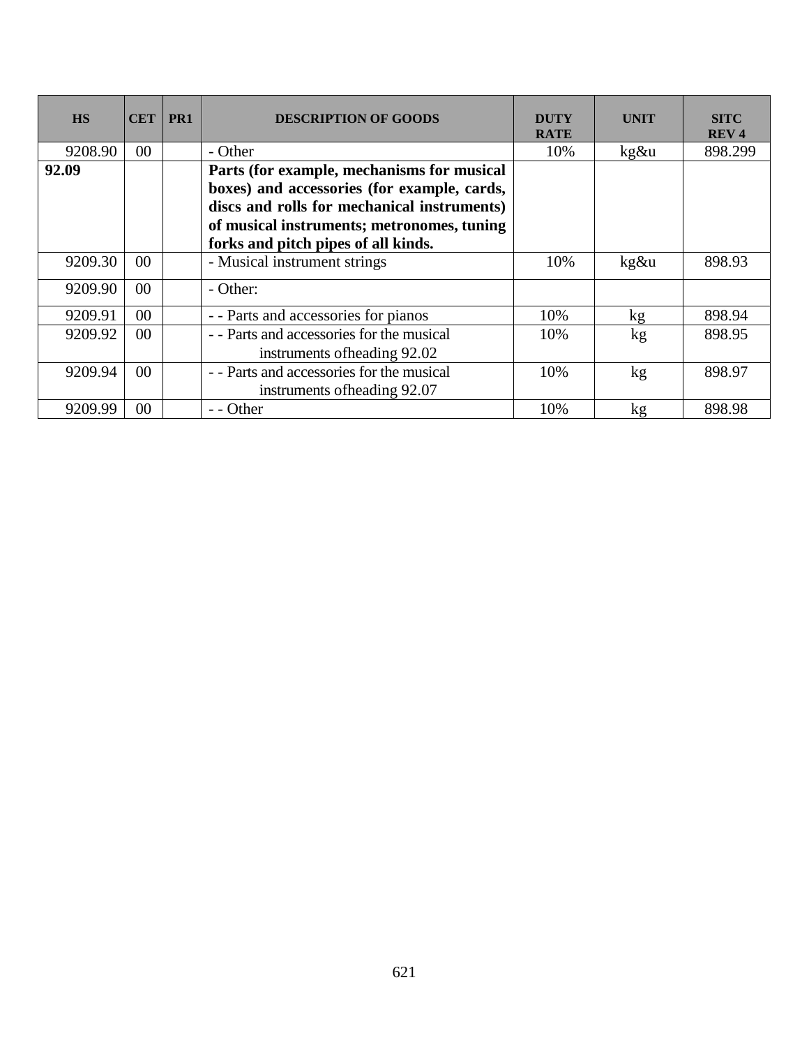| HS | CET | PR1 | DESCRIPTION OF GOODS | DUTY RATE | UNIT | SITC REV 4 |
|---|---|---|---|---|---|---|
| 9208.90 | 00 | | - Other | 10% | kg&u | 898.299 |
| **92.09** | | | **Parts (for example, mechanisms for musical boxes) and accessories (for example, cards, discs and rolls for mechanical instruments) of musical instruments; metronomes, tuning forks and pitch pipes of all kinds.** | | | |
| 9209.30 | 00 | | - Musical instrument strings | 10% | kg&u | 898.93 |
| 9209.90 | 00 | | - Other: | | | |
| 9209.91 | 00 | | - - Parts and accessories for pianos | 10% | kg | 898.94 |
| 9209.92 | 00 | | - - Parts and accessories for the musical instruments ofheading 92.02 | 10% | kg | 898.95 |
| 9209.94 | 00 | | - - Parts and accessories for the musical instruments ofheading 92.07 | 10% | kg | 898.97 |
| 9209.99 | 00 | | - - Other | 10% | kg | 898.98 |